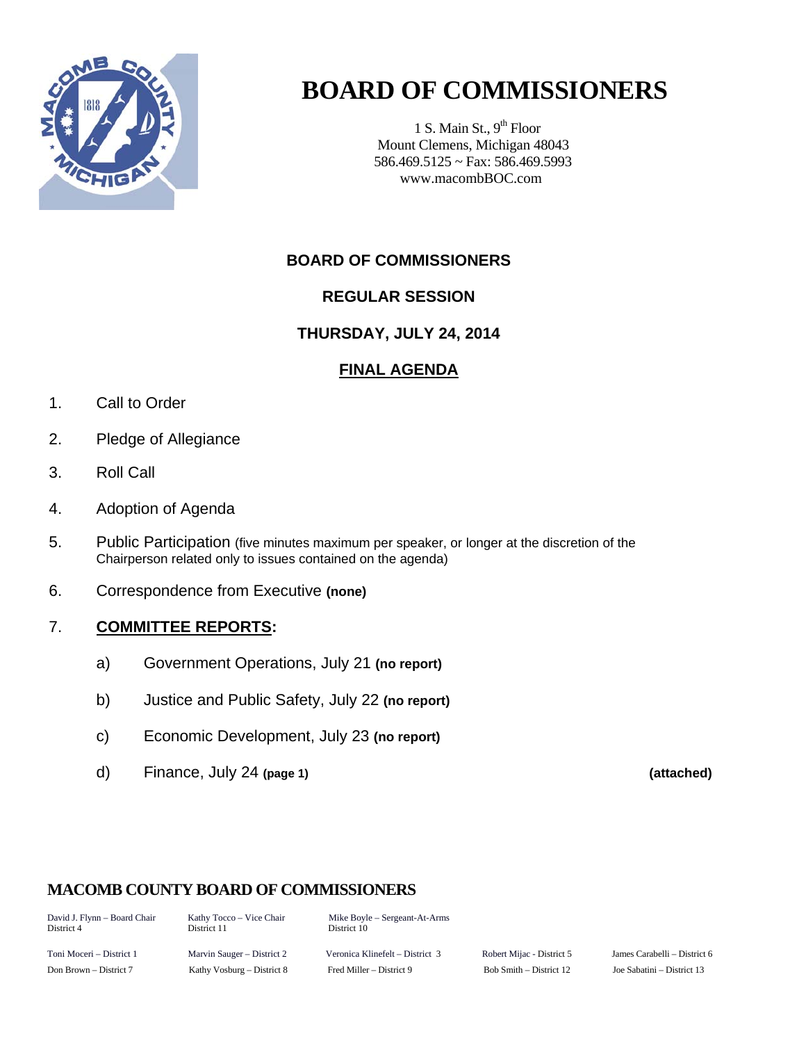# BOARD OF COMMISSIONERS

1 S. Main St., 9th Floor
Mount Clemens, Michigan 48043
586.469.5125 ~ Fax: 586.469.5993
www.macombBOC.com

## BOARD OF COMMISSIONERS

## REGULAR SESSION

## THURSDAY, JULY 24, 2014

## FINAL AGENDA

1. Call to Order
2. Pledge of Allegiance
3. Roll Call
4. Adoption of Agenda
5. Public Participation (five minutes maximum per speaker, or longer at the discretion of the Chairperson related only to issues contained on the agenda)
6. Correspondence from Executive **(none)**
7. **COMMITTEE REPORTS:**
   - a) Government Operations, July 21 **(no report)**
   - b) Justice and Public Safety, July 22 **(no report)**
   - c) Economic Development, July 23 **(no report)**
   - d) Finance, July 24 **(page 1)** **(attached)**

### MACOMB COUNTY BOARD OF COMMISSIONERS

| | | | | |
|---|---|---|---|---|
| David J. Flynn – Board Chair, District 4 | Kathy Tocco – Vice Chair, District 11 | Mike Boyle – Sergeant-At-Arms, District 10 | | |
| Toni Moceri – District 1 | Marvin Sauger – District 2 | Veronica Klinefelt – District 3 | Robert Mijac - District 5 | James Carabelli – District 6 |
| Don Brown – District 7 | Kathy Vosburg – District 8 | Fred Miller – District 9 | Bob Smith – District 12 | Joe Sabatini – District 13 |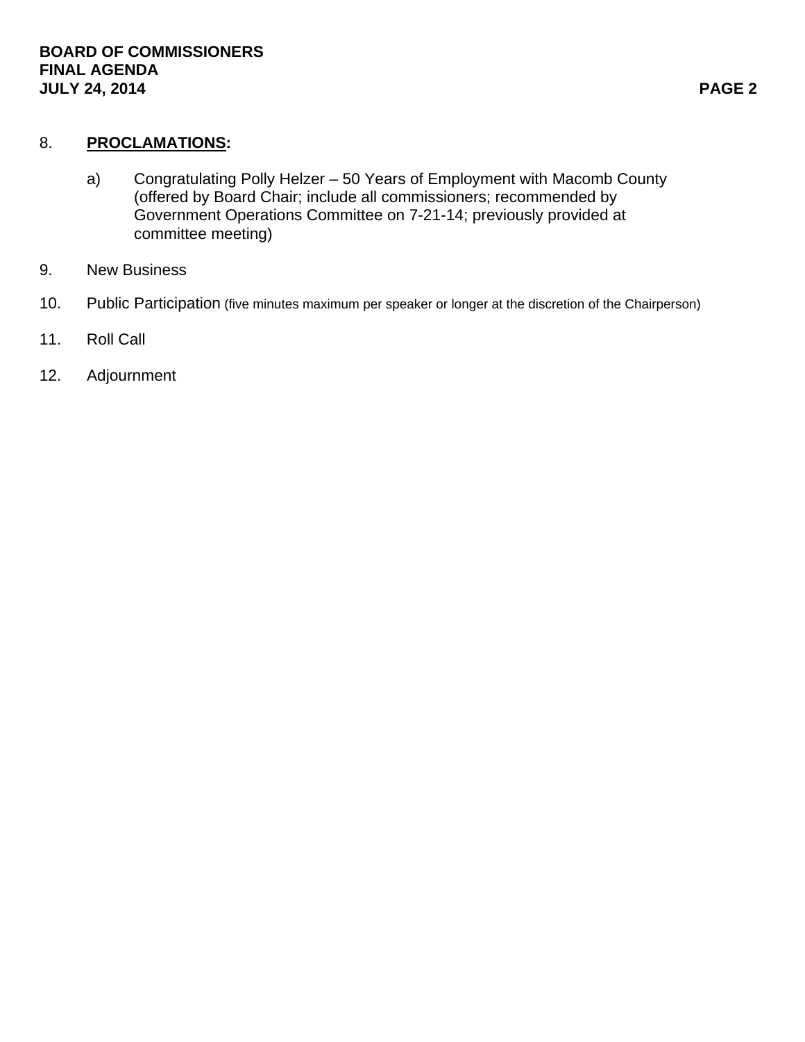8. **PROCLAMATIONS:**

   a) Congratulating Polly Helzer – 50 Years of Employment with Macomb County (offered by Board Chair; include all commissioners; recommended by Government Operations Committee on 7-21-14; previously provided at committee meeting)

9. New Business

10. Public Participation (five minutes maximum per speaker or longer at the discretion of the Chairperson)

11. Roll Call

12. Adjournment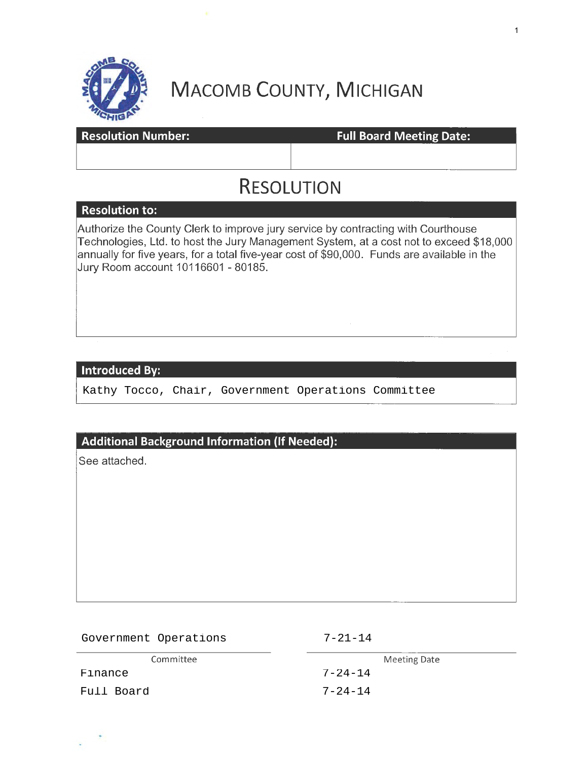# MACOMB COUNTY, MICHIGAN

| Resolution Number: | Full Board Meeting Date: |
|---|---|
| | |

## RESOLUTION

**Resolution to:**

Authorize the County Clerk to improve jury service by contracting with Courthouse Technologies, Ltd. to host the Jury Management System, at a cost not to exceed $18,000 annually for five years, for a total five-year cost of $90,000. Funds are available in the Jury Room account 10116601 - 80185.

**Introduced By:**

Kathy Tocco, Chair, Government Operations Committee

**Additional Background Information (If Needed):**

See attached.

| Committee | Meeting Date |
|---|---|
| Government Operations | 7-21-14 |
| Finance | 7-24-14 |
| Full Board | 7-24-14 |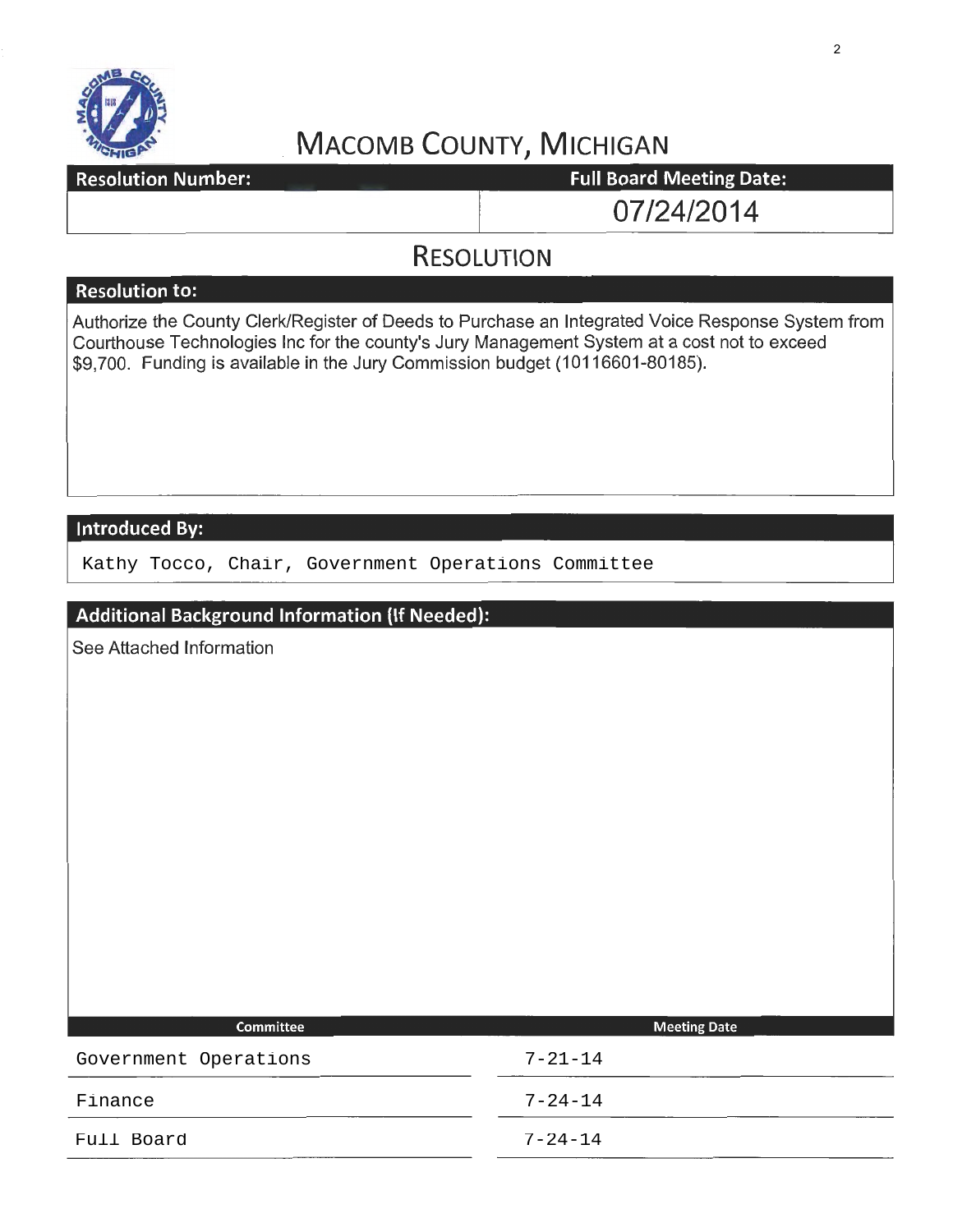# MACOMB COUNTY, MICHIGAN

| Resolution Number: | Full Board Meeting Date: |
| --- | --- |
| | 07/24/2014 |

## RESOLUTION

### Resolution to:

Authorize the County Clerk/Register of Deeds to Purchase an Integrated Voice Response System from Courthouse Technologies Inc for the county's Jury Management System at a cost not to exceed $9,700. Funding is available in the Jury Commission budget (10116601-80185).

### Introduced By:

Kathy Tocco, Chair, Government Operations Committee

### Additional Background Information (If Needed):

See Attached Information

| Committee | Meeting Date |
| --- | --- |
| Government Operations | 7-21-14 |
| Finance | 7-24-14 |
| Full Board | 7-24-14 |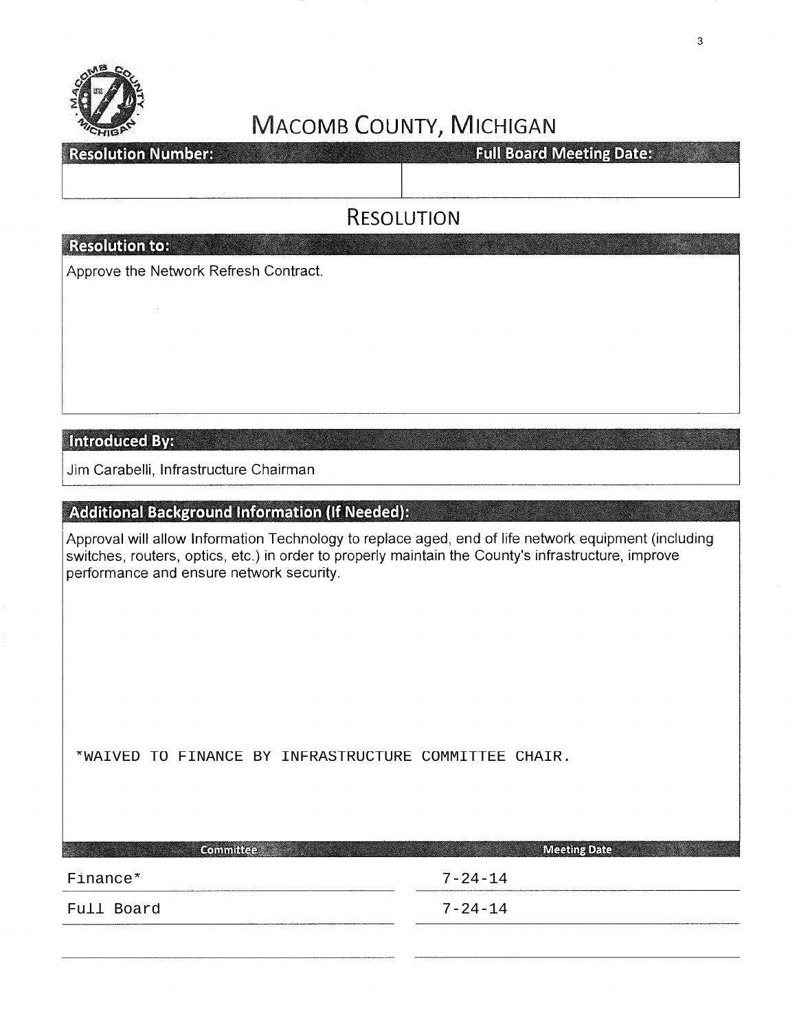# MACOMB COUNTY, MICHIGAN

| Resolution Number: | Full Board Meeting Date: |
| --- | --- |
| | |

## RESOLUTION

**Resolution to:**

Approve the Network Refresh Contract.

**Introduced By:**

Jim Carabelli, Infrastructure Chairman

**Additional Background Information (If Needed):**

Approval will allow Information Technology to replace aged, end of life network equipment (including switches, routers, optics, etc.) in order to properly maintain the County's infrastructure, improve performance and ensure network security.

*WAIVED TO FINANCE BY INFRASTRUCTURE COMMITTEE CHAIR.

| Committee | Meeting Date |
| --- | --- |
| Finance* | 7-24-14 |
| Full Board | 7-24-14 |